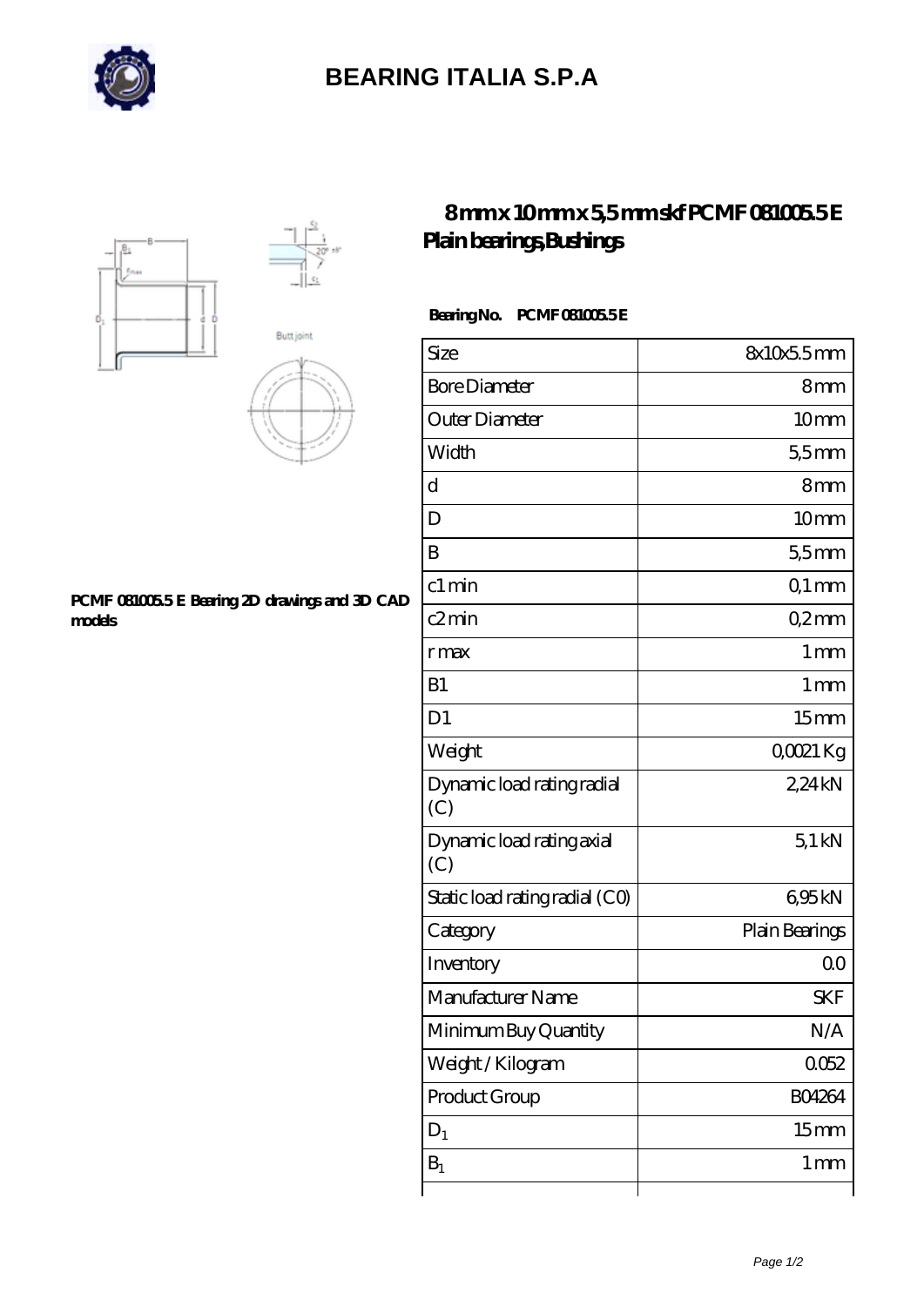# BEARING ITALIA S.P.A

## 8 mm x 10 mm x 5,5 mm skf PCMF 081005.5 E Plain bearings,Bushings

PCMF 081005.5 E Bearing 2D drawings and 3D CAD models

**Bearing No. PCMF 081005.5 E**

| Size | 8x10x5.5 mm |
|---|---|
| Bore Diameter | 8 mm |
| Outer Diameter | 10 mm |
| Width | 5,5 mm |
| d | 8 mm |
| D | 10 mm |
| B | 5,5 mm |
| c1 min | 0,1 mm |
| c2 min | 0,2 mm |
| r max | 1 mm |
| B1 | 1 mm |
| D1 | 15 mm |
| Weight | 0,0021 Kg |
| Dynamic load rating radial (C) | 2,24 kN |
| Dynamic load rating axial (C) | 5,1 kN |
| Static load rating radial (C0) | 6,95 kN |
| Category | Plain Bearings |
| Inventory | 0.0 |
| Manufacturer Name | SKF |
| Minimum Buy Quantity | N/A |
| Weight / Kilogram | 0.052 |
| Product Group | B04264 |
| $D_1$ | 15 mm |
| $B_1$ | 1 mm |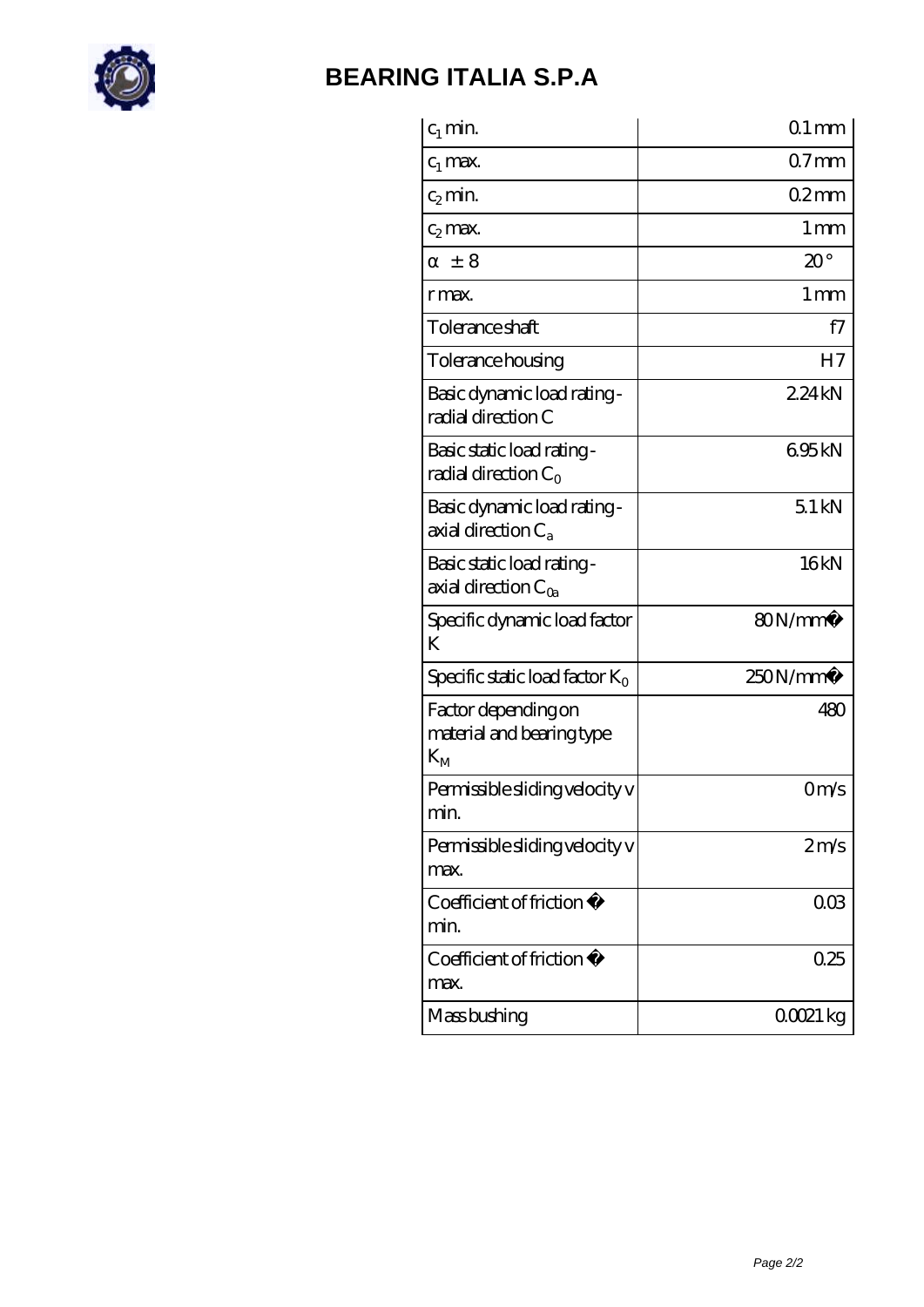# BEARING ITALIA S.P.A

| | |
|---|---|
| $c_1$ min. | 0.1 mm |
| $c_1$ max. | 0.7 mm |
| $c_2$ min. | 0.2 mm |
| $c_2$ max. | 1 mm |
| α ± 8 | 20 ° |
| r max. | 1 mm |
| Tolerance shaft | f7 |
| Tolerance housing | H7 |
| Basic dynamic load rating - radial direction C | 2.24 kN |
| Basic static load rating - radial direction $C_0$ | 6.95 kN |
| Basic dynamic load rating - axial direction $C_a$ | 5.1 kN |
| Basic static load rating - axial direction $C_{0a}$ | 16 kN |
| Specific dynamic load factor K | 80 N/mm� |
| Specific static load factor $K_0$ | 250 N/mm� |
| Factor depending on material and bearing type $K_M$ | 480 |
| Permissible sliding velocity v min. | 0 m/s |
| Permissible sliding velocity v max. | 2 m/s |
| Coefficient of friction � min. | 0.03 |
| Coefficient of friction � max. | 0.25 |
| Mass bushing | 0.0021 kg |